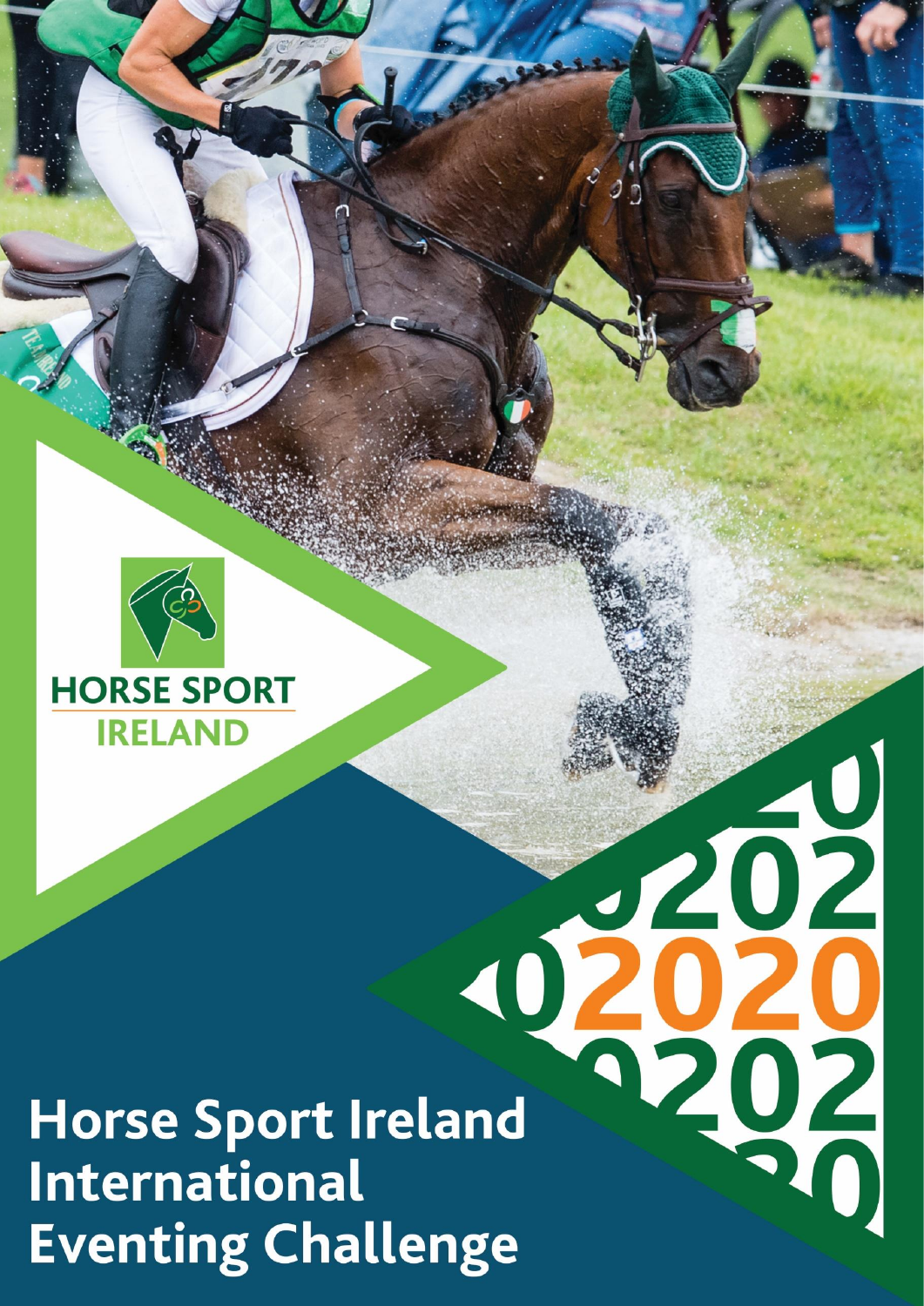HORSE SPORT IRELAND

2020

# Horse Sport Ireland International Eventing Challenge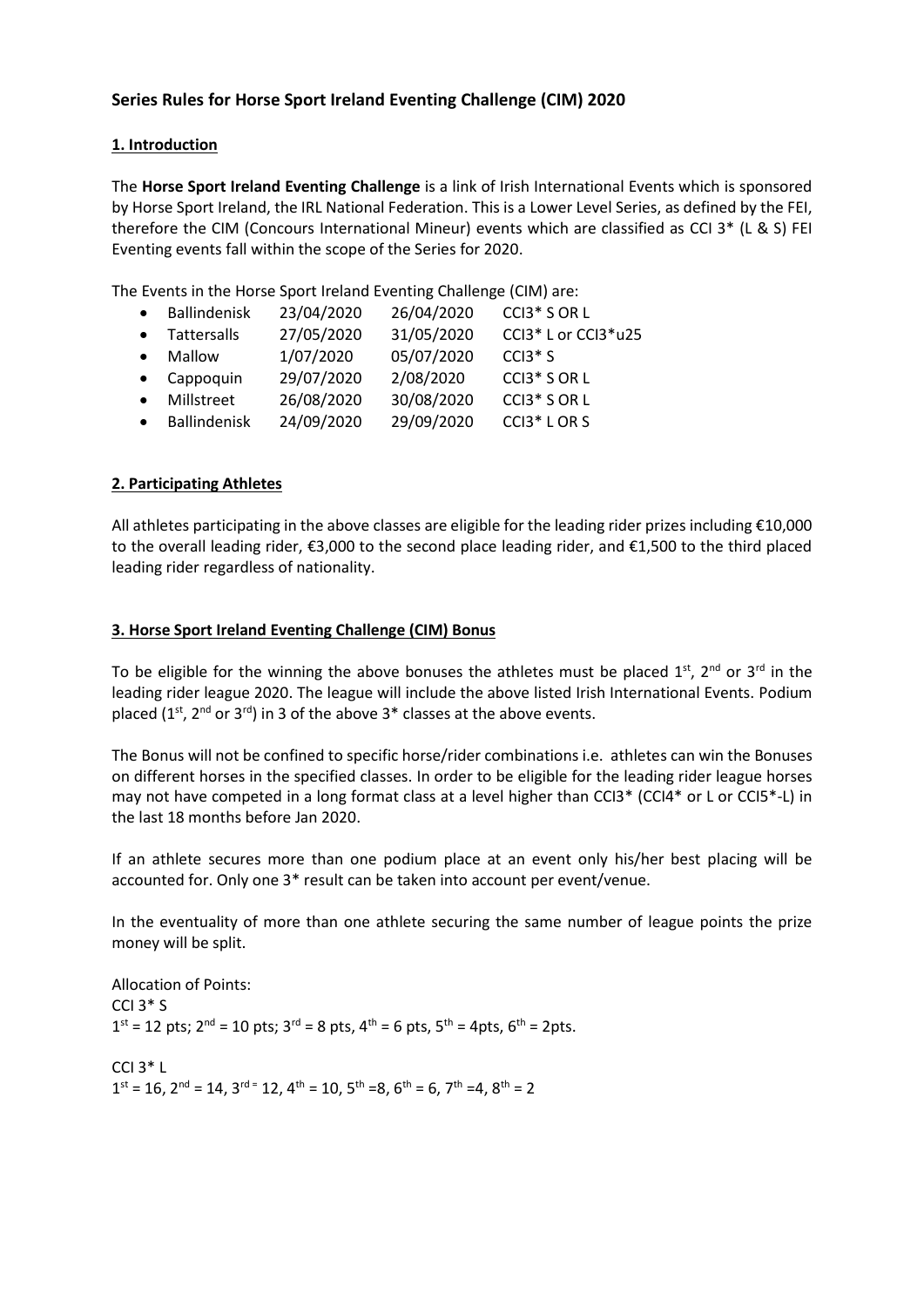## Series Rules for Horse Sport Ireland Eventing Challenge (CIM) 2020

### 1. Introduction

The **Horse Sport Ireland Eventing Challenge** is a link of Irish International Events which is sponsored by Horse Sport Ireland, the IRL National Federation. This is a Lower Level Series, as defined by the FEI, therefore the CIM (Concours International Mineur) events which are classified as CCI 3* (L & S) FEI Eventing events fall within the scope of the Series for 2020.

The Events in the Horse Sport Ireland Eventing Challenge (CIM) are:

- Ballindenisk 23/04/2020 26/04/2020 CCI3* S OR L
- Tattersalls 27/05/2020 31/05/2020 CCI3* L or CCI3*u25
- Mallow 1/07/2020 05/07/2020 CCI3* S
- Cappoquin 29/07/2020 2/08/2020 CCI3* S OR L
- Millstreet 26/08/2020 30/08/2020 CCI3* S OR L
- Ballindenisk 24/09/2020 29/09/2020 CCI3* L OR S

### 2. Participating Athletes

All athletes participating in the above classes are eligible for the leading rider prizes including €10,000 to the overall leading rider, €3,000 to the second place leading rider, and €1,500 to the third placed leading rider regardless of nationality.

### 3. Horse Sport Ireland Eventing Challenge (CIM) Bonus

To be eligible for the winning the above bonuses the athletes must be placed 1st, 2nd or 3rd in the leading rider league 2020. The league will include the above listed Irish International Events. Podium placed (1st, 2nd or 3rd) in 3 of the above 3* classes at the above events.

The Bonus will not be confined to specific horse/rider combinations i.e. athletes can win the Bonuses on different horses in the specified classes. In order to be eligible for the leading rider league horses may not have competed in a long format class at a level higher than CCI3* (CCI4* or L or CCI5*-L) in the last 18 months before Jan 2020.

If an athlete secures more than one podium place at an event only his/her best placing will be accounted for. Only one 3* result can be taken into account per event/venue.

In the eventuality of more than one athlete securing the same number of league points the prize money will be split.

Allocation of Points:
CCI 3* S
1st = 12 pts; 2nd = 10 pts; 3rd = 8 pts, 4th = 6 pts, 5th = 4pts, 6th = 2pts.

CCI 3* L
1st = 16, 2nd = 14, 3rd = 12, 4th = 10, 5th =8, 6th = 6, 7th =4, 8th = 2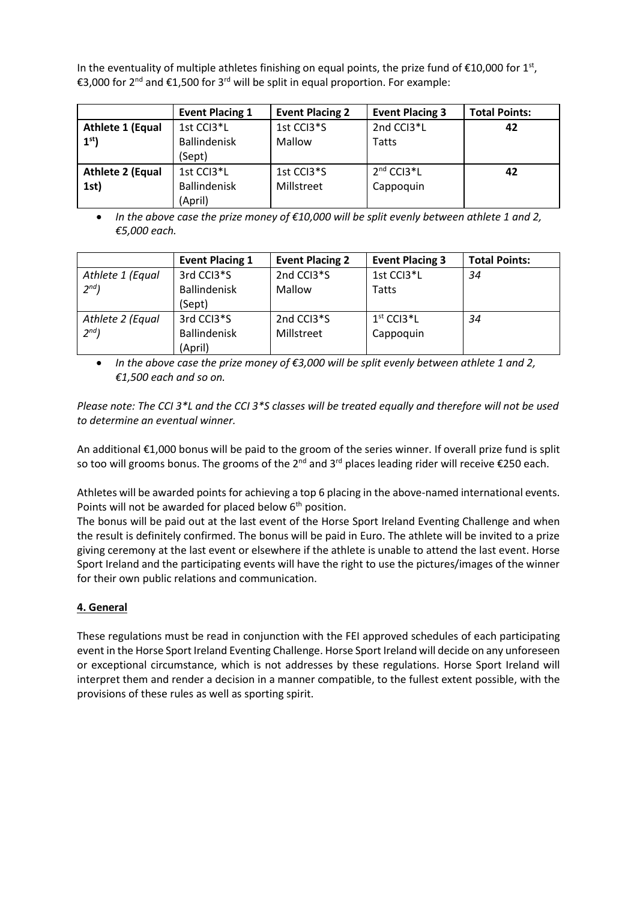In the eventuality of multiple athletes finishing on equal points, the prize fund of €10,000 for 1st, €3,000 for 2nd and €1,500 for 3rd will be split in equal proportion. For example:

| | Event Placing 1 | Event Placing 2 | Event Placing 3 | Total Points: |
|---|---|---|---|---|
| **Athlete 1 (Equal 1st)** | 1st CCI3*L Ballindenisk (Sept) | 1st CCI3*S Mallow | 2nd CCI3*L Tatts | **42** |
| **Athlete 2 (Equal 1st)** | 1st CCI3*L Ballindenisk (April) | 1st CCI3*S Millstreet | 2nd CCI3*L Cappoquin | **42** |

- *In the above case the prize money of €10,000 will be split evenly between athlete 1 and 2, €5,000 each.*

| | Event Placing 1 | Event Placing 2 | Event Placing 3 | Total Points: |
|---|---|---|---|---|
| *Athlete 1 (Equal 2nd)* | 3rd CCI3*S Ballindenisk (Sept) | 2nd CCI3*S Mallow | 1st CCI3*L Tatts | *34* |
| *Athlete 2 (Equal 2nd)* | 3rd CCI3*S Ballindenisk (April) | 2nd CCI3*S Millstreet | 1st CCI3*L Cappoquin | *34* |

- *In the above case the prize money of €3,000 will be split evenly between athlete 1 and 2, €1,500 each and so on.*

*Please note: The CCI 3*L and the CCI 3*S classes will be treated equally and therefore will not be used to determine an eventual winner.*

An additional €1,000 bonus will be paid to the groom of the series winner. If overall prize fund is split so too will grooms bonus. The grooms of the 2nd and 3rd places leading rider will receive €250 each.

Athletes will be awarded points for achieving a top 6 placing in the above-named international events. Points will not be awarded for placed below 6th position.
The bonus will be paid out at the last event of the Horse Sport Ireland Eventing Challenge and when the result is definitely confirmed. The bonus will be paid in Euro. The athlete will be invited to a prize giving ceremony at the last event or elsewhere if the athlete is unable to attend the last event. Horse Sport Ireland and the participating events will have the right to use the pictures/images of the winner for their own public relations and communication.

## 4. General

These regulations must be read in conjunction with the FEI approved schedules of each participating event in the Horse Sport Ireland Eventing Challenge. Horse Sport Ireland will decide on any unforeseen or exceptional circumstance, which is not addresses by these regulations. Horse Sport Ireland will interpret them and render a decision in a manner compatible, to the fullest extent possible, with the provisions of these rules as well as sporting spirit.